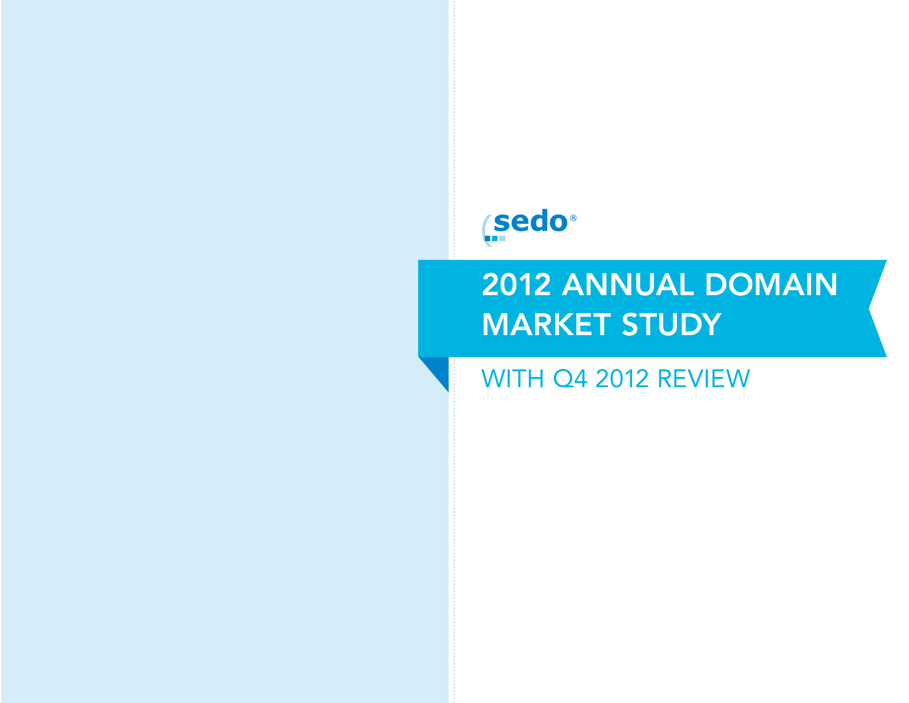sedo®

# 2012 ANNUAL DOMAIN MARKET STUDY

## WITH Q4 2012 REVIEW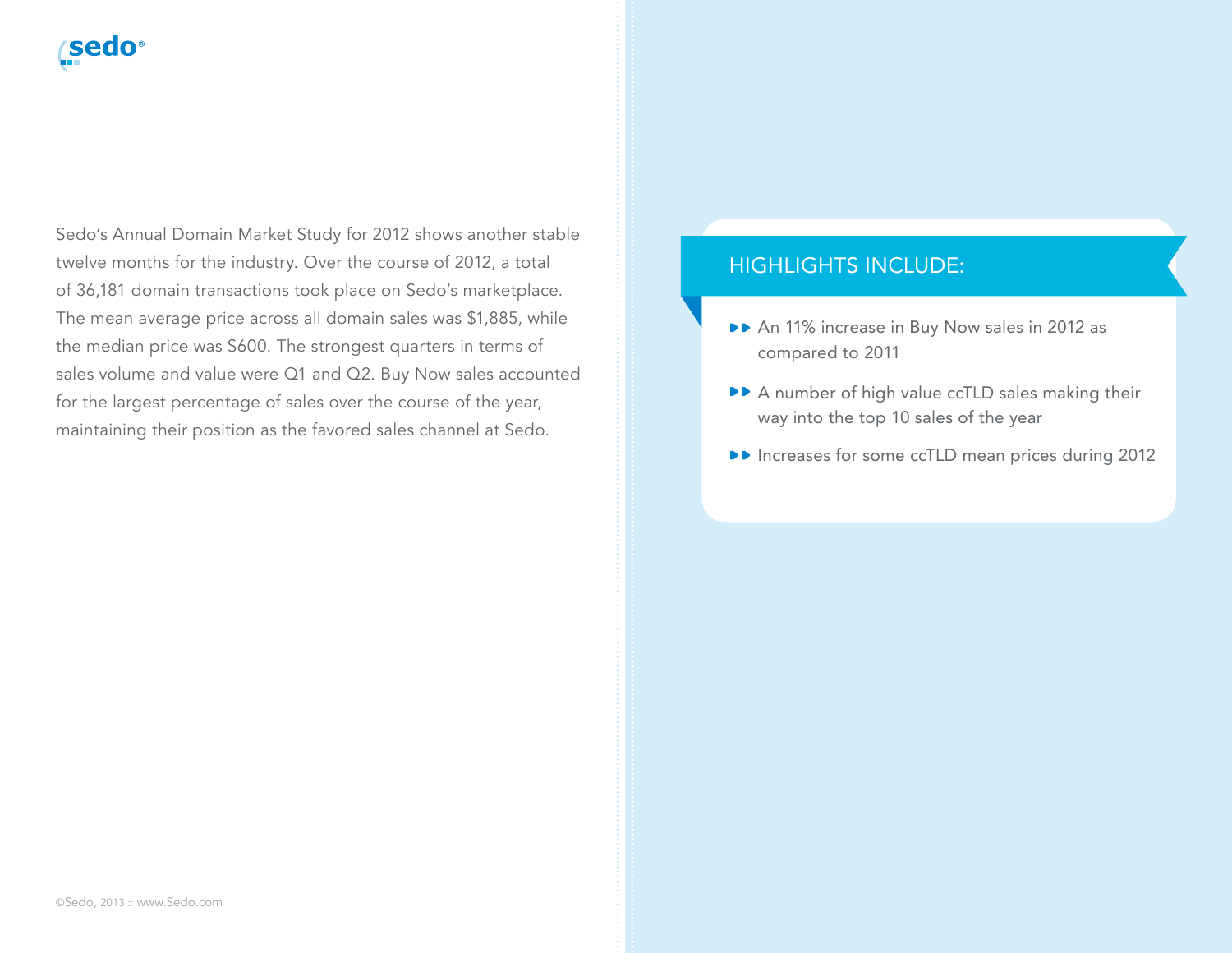Sedo's Annual Domain Market Study for 2012 shows another stable twelve months for the industry. Over the course of 2012, a total of 36,181 domain transactions took place on Sedo's marketplace. The mean average price across all domain sales was $1,885, while the median price was $600. The strongest quarters in terms of sales volume and value were Q1 and Q2. Buy Now sales accounted for the largest percentage of sales over the course of the year, maintaining their position as the favored sales channel at Sedo.

## HIGHLIGHTS INCLUDE:

- An 11% increase in Buy Now sales in 2012 as compared to 2011
- A number of high value ccTLD sales making their way into the top 10 sales of the year
- Increases for some ccTLD mean prices during 2012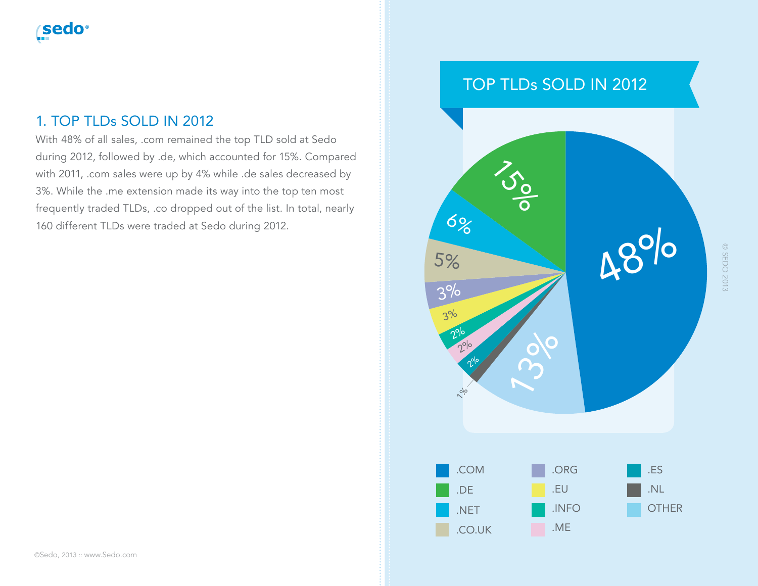## 1. TOP TLDs SOLD IN 2012

With 48% of all sales, .com remained the top TLD sold at Sedo during 2012, followed by .de, which accounted for 15%. Compared with 2011, .com sales were up by 4% while .de sales decreased by 3%. While the .me extension made its way into the top ten most frequently traded TLDs, .co dropped out of the list. In total, nearly 160 different TLDs were traded at Sedo during 2012.

### TOP TLDs SOLD IN 2012

| TLD | Share |
|---|---|
| .COM | 48% |
| .DE | 15% |
| .NET | 6% |
| .CO.UK | 5% |
| .ORG | 3% |
| .EU | 3% |
| .INFO | 2% |
| .ME | 2% |
| .ES | 2% |
| .NL | 1% |
| OTHER | 13% |

© SEDO 2013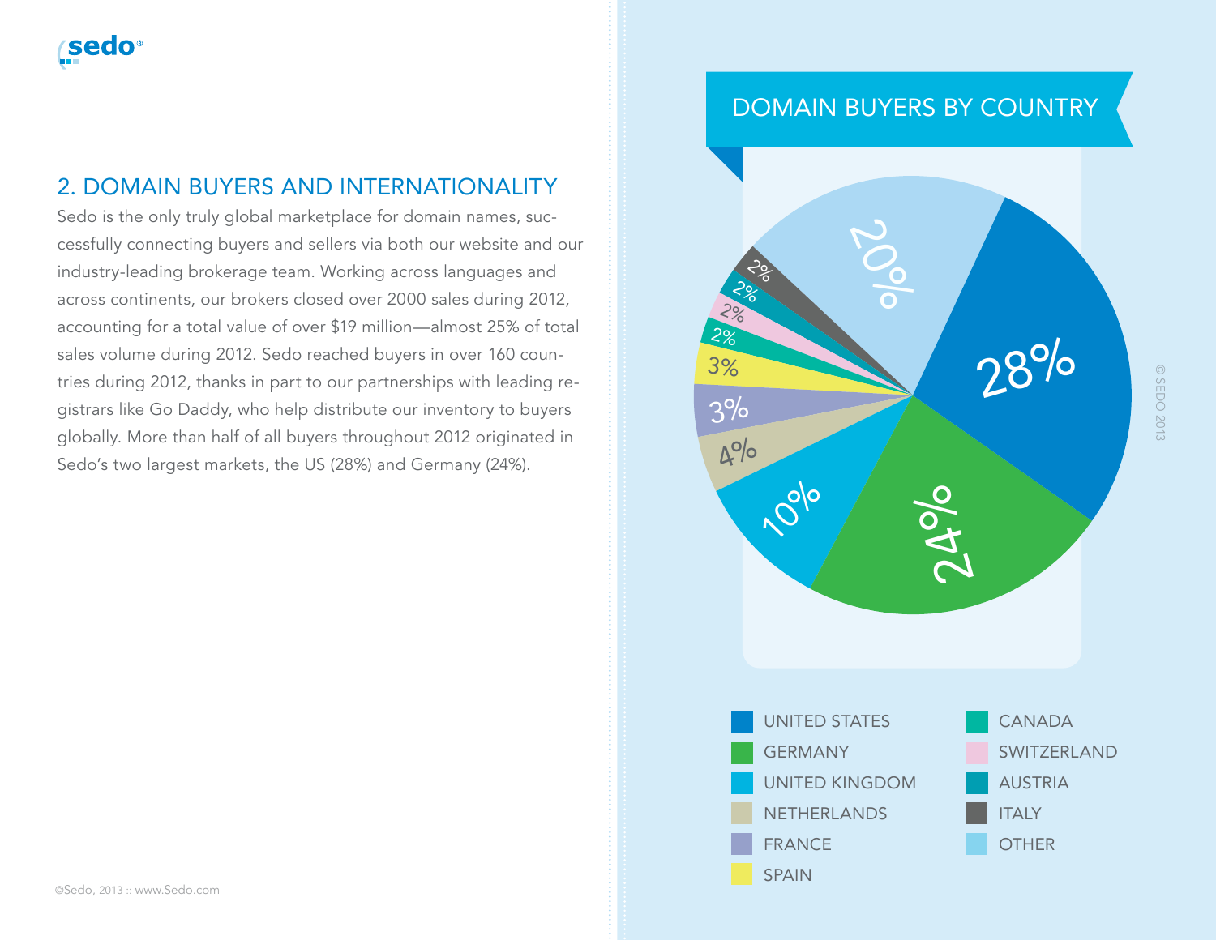## 2. DOMAIN BUYERS AND INTERNATIONALITY

Sedo is the only truly global marketplace for domain names, successfully connecting buyers and sellers via both our website and our industry-leading brokerage team. Working across languages and across continents, our brokers closed over 2000 sales during 2012, accounting for a total value of over $19 million—almost 25% of total sales volume during 2012. Sedo reached buyers in over 160 countries during 2012, thanks in part to our partnerships with leading registrars like Go Daddy, who help distribute our inventory to buyers globally. More than half of all buyers throughout 2012 originated in Sedo's two largest markets, the US (28%) and Germany (24%).

### DOMAIN BUYERS BY COUNTRY

| Country | Share |
|---|---|
| UNITED STATES | 28% |
| GERMANY | 24% |
| UNITED KINGDOM | 10% |
| NETHERLANDS | 4% |
| FRANCE | 3% |
| SPAIN | 3% |
| CANADA | 2% |
| SWITZERLAND | 2% |
| AUSTRIA | 2% |
| ITALY | 2% |
| OTHER | 20% |

© SEDO 2013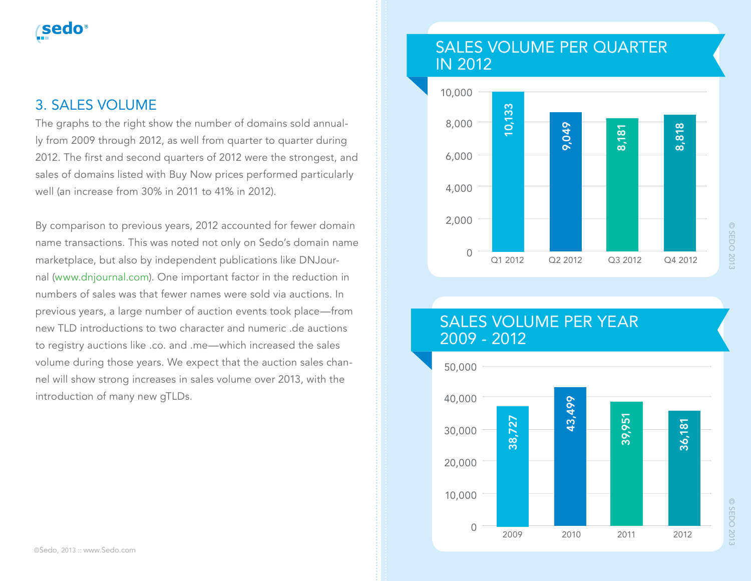## 3. SALES VOLUME

The graphs to the right show the number of domains sold annually from 2009 through 2012, as well from quarter to quarter during 2012. The first and second quarters of 2012 were the strongest, and sales of domains listed with Buy Now prices performed particularly well (an increase from 30% in 2011 to 41% in 2012).

By comparison to previous years, 2012 accounted for fewer domain name transactions. This was noted not only on Sedo's domain name marketplace, but also by independent publications like DNJournal (www.dnjournal.com). One important factor in the reduction in numbers of sales was that fewer names were sold via auctions. In previous years, a large number of auction events took place—from new TLD introductions to two character and numeric .de auctions to registry auctions like .co. and .me—which increased the sales volume during those years. We expect that the auction sales channel will show strong increases in sales volume over 2013, with the introduction of many new gTLDs.

### SALES VOLUME PER QUARTER IN 2012

| Quarter | Sales Volume |
|---|---|
| Q1 2012 | 10,133 |
| Q2 2012 | 9,049 |
| Q3 2012 | 8,181 |
| Q4 2012 | 8,818 |

### SALES VOLUME PER YEAR 2009 - 2012

| Year | Sales Volume |
|---|---|
| 2009 | 38,727 |
| 2010 | 43,499 |
| 2011 | 39,951 |
| 2012 | 36,181 |

© SEDO 2013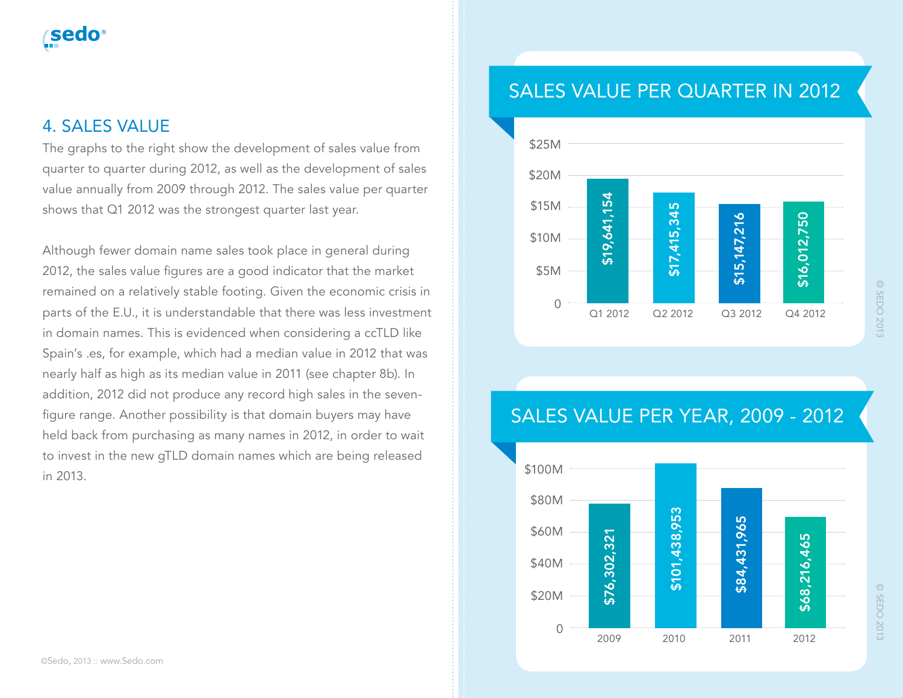## 4. SALES VALUE

The graphs to the right show the development of sales value from quarter to quarter during 2012, as well as the development of sales value annually from 2009 through 2012. The sales value per quarter shows that Q1 2012 was the strongest quarter last year.

Although fewer domain name sales took place in general during 2012, the sales value figures are a good indicator that the market remained on a relatively stable footing. Given the economic crisis in parts of the E.U., it is understandable that there was less investment in domain names. This is evidenced when considering a ccTLD like Spain's .es, for example, which had a median value in 2012 that was nearly half as high as its median value in 2011 (see chapter 8b). In addition, 2012 did not produce any record high sales in the seven-figure range. Another possibility is that domain buyers may have held back from purchasing as many names in 2012, in order to wait to invest in the new gTLD domain names which are being released in 2013.

### SALES VALUE PER QUARTER IN 2012

| Quarter | Sales Value |
|---|---|
| Q1 2012 | $19,641,154 |
| Q2 2012 | $17,415,345 |
| Q3 2012 | $15,147,216 |
| Q4 2012 | $16,012,750 |

### SALES VALUE PER YEAR, 2009 - 2012

| Year | Sales Value |
|---|---|
| 2009 | $76,302,321 |
| 2010 | $101,438,953 |
| 2011 | $84,431,965 |
| 2012 | $68,216,465 |

© SEDO 2013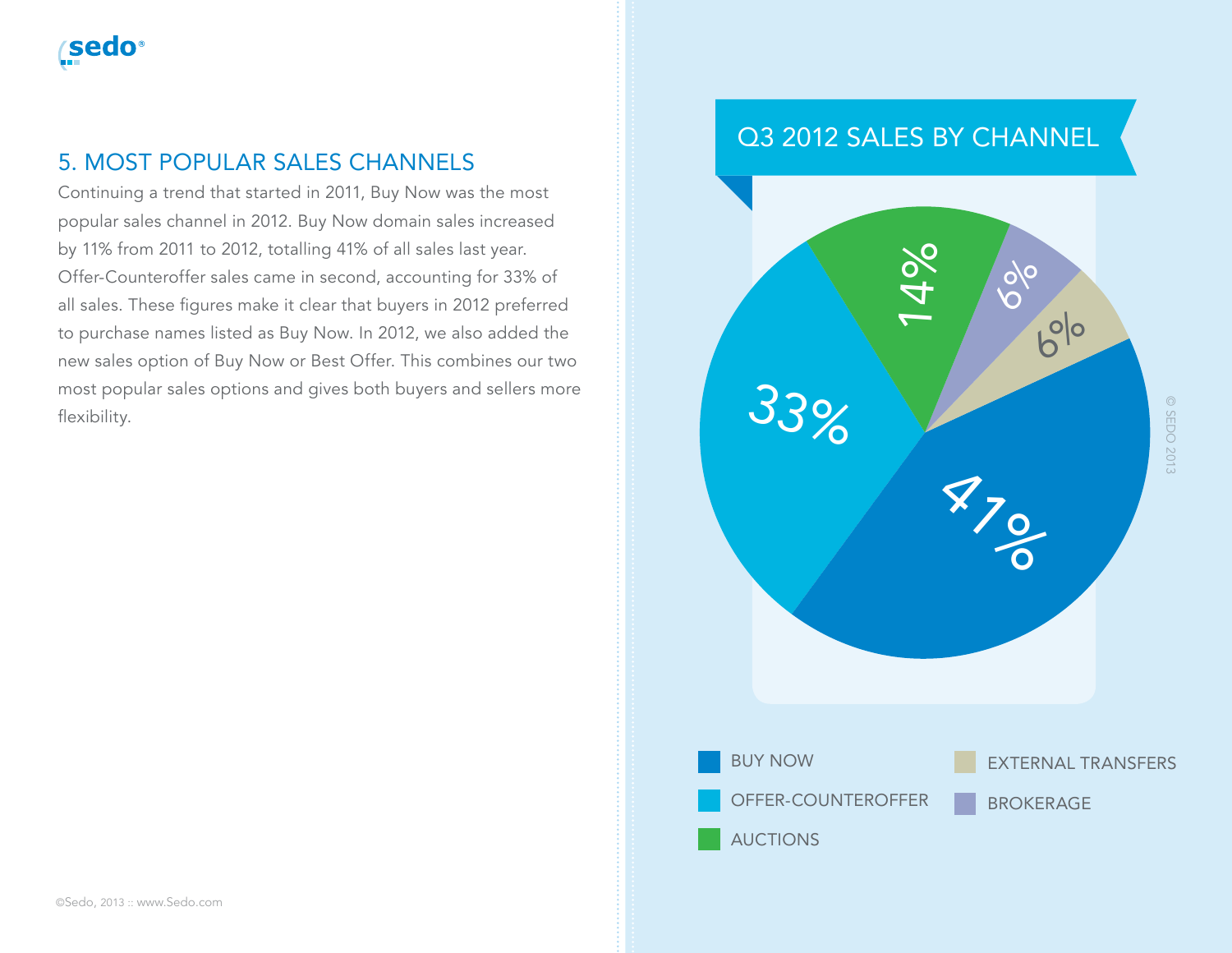## 5. MOST POPULAR SALES CHANNELS

Continuing a trend that started in 2011, Buy Now was the most popular sales channel in 2012. Buy Now domain sales increased by 11% from 2011 to 2012, totalling 41% of all sales last year. Offer-Counteroffer sales came in second, accounting for 33% of all sales. These figures make it clear that buyers in 2012 preferred to purchase names listed as Buy Now. In 2012, we also added the new sales option of Buy Now or Best Offer. This combines our two most popular sales options and gives both buyers and sellers more flexibility.

### Q3 2012 SALES BY CHANNEL

| Channel | Share |
|---|---|
| BUY NOW | 41% |
| OFFER-COUNTEROFFER | 33% |
| AUCTIONS | 14% |
| BROKERAGE | 6% |
| EXTERNAL TRANSFERS | 6% |

© SEDO 2013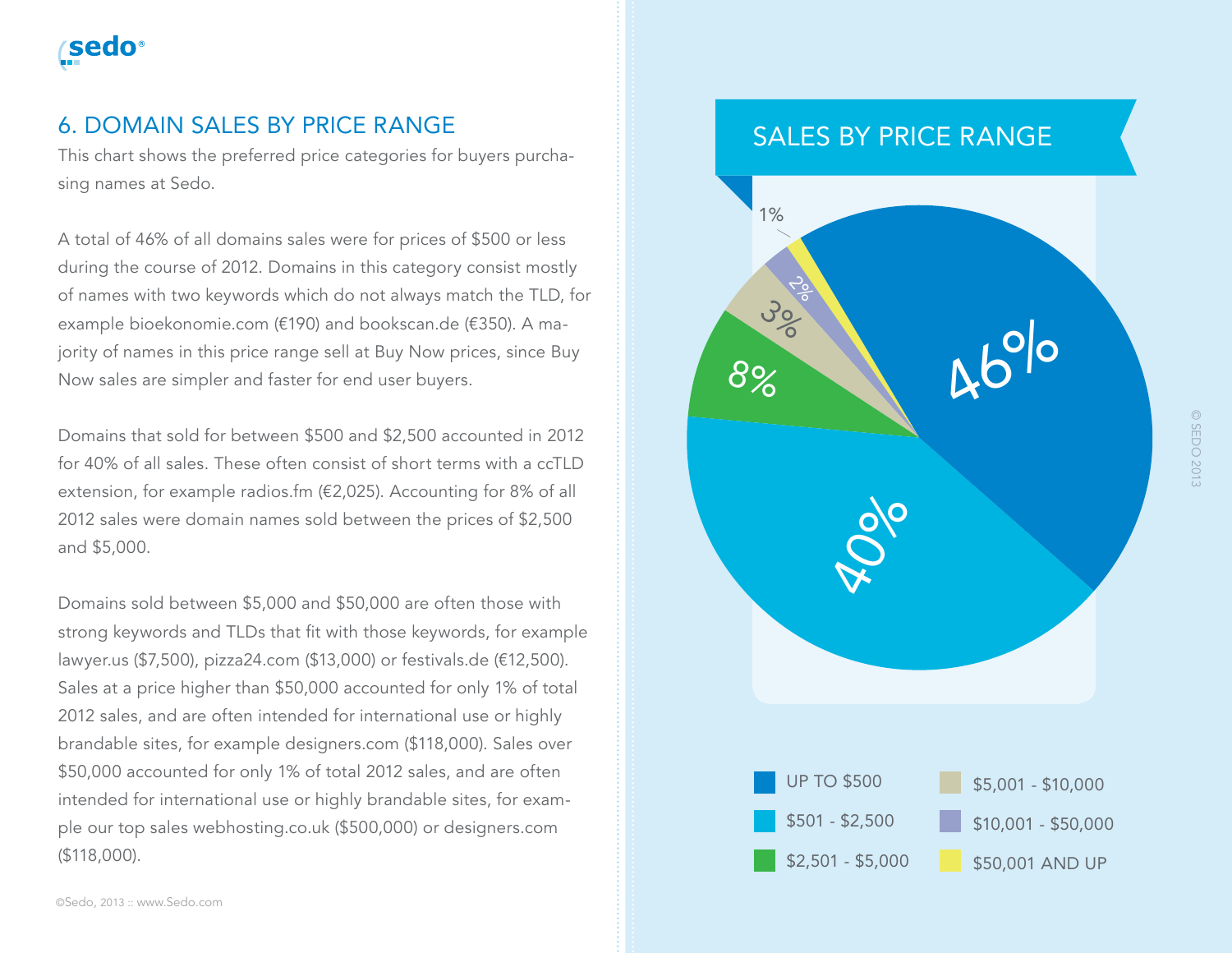## 6. DOMAIN SALES BY PRICE RANGE

This chart shows the preferred price categories for buyers purchasing names at Sedo.

A total of 46% of all domains sales were for prices of $500 or less during the course of 2012. Domains in this category consist mostly of names with two keywords which do not always match the TLD, for example bioekonomie.com (€190) and bookscan.de (€350). A majority of names in this price range sell at Buy Now prices, since Buy Now sales are simpler and faster for end user buyers.

Domains that sold for between $500 and $2,500 accounted in 2012 for 40% of all sales. These often consist of short terms with a ccTLD extension, for example radios.fm (€2,025). Accounting for 8% of all 2012 sales were domain names sold between the prices of $2,500 and $5,000.

Domains sold between $5,000 and $50,000 are often those with strong keywords and TLDs that fit with those keywords, for example lawyer.us ($7,500), pizza24.com ($13,000) or festivals.de (€12,500). Sales at a price higher than $50,000 accounted for only 1% of total 2012 sales, and are often intended for international use or highly brandable sites, for example designers.com ($118,000). Sales over $50,000 accounted for only 1% of total 2012 sales, and are often intended for international use or highly brandable sites, for example our top sales webhosting.co.uk ($500,000) or designers.com ($118,000).

### SALES BY PRICE RANGE

| Price range | Share |
|---|---|
| UP TO $500 | 46% |
| $501 - $2,500 | 40% |
| $2,501 - $5,000 | 8% |
| $5,001 - $10,000 | 3% |
| $10,001 - $50,000 | 2% |
| $50,001 AND UP | 1% |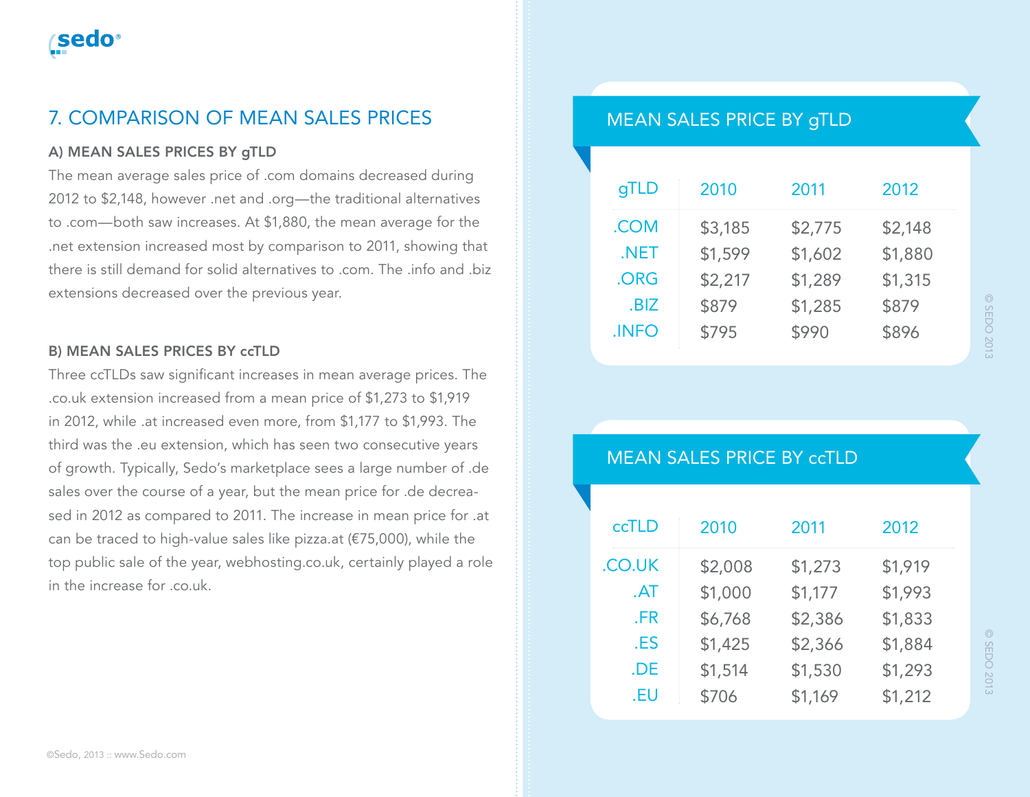## 7. COMPARISON OF MEAN SALES PRICES

### A) MEAN SALES PRICES BY gTLD

The mean average sales price of .com domains decreased during 2012 to $2,148, however .net and .org—the traditional alternatives to .com—both saw increases. At $1,880, the mean average for the .net extension increased most by comparison to 2011, showing that there is still demand for solid alternatives to .com. The .info and .biz extensions decreased over the previous year.

### B) MEAN SALES PRICES BY ccTLD

Three ccTLDs saw significant increases in mean average prices. The .co.uk extension increased from a mean price of $1,273 to $1,919 in 2012, while .at increased even more, from $1,177 to $1,993. The third was the .eu extension, which has seen two consecutive years of growth. Typically, Sedo's marketplace sees a large number of .de sales over the course of a year, but the mean price for .de decreased in 2012 as compared to 2011. The increase in mean price for .at can be traced to high-value sales like pizza.at (€75,000), while the top public sale of the year, webhosting.co.uk, certainly played a role in the increase for .co.uk.

#### MEAN SALES PRICE BY gTLD

| gTLD | 2010 | 2011 | 2012 |
|---|---|---|---|
| .COM | $3,185 | $2,775 | $2,148 |
| .NET | $1,599 | $1,602 | $1,880 |
| .ORG | $2,217 | $1,289 | $1,315 |
| .BIZ | $879 | $1,285 | $879 |
| .INFO | $795 | $990 | $896 |

© SEDO 2013

#### MEAN SALES PRICE BY ccTLD

| ccTLD | 2010 | 2011 | 2012 |
|---|---|---|---|
| .CO.UK | $2,008 | $1,273 | $1,919 |
| .AT | $1,000 | $1,177 | $1,993 |
| .FR | $6,768 | $2,386 | $1,833 |
| .ES | $1,425 | $2,366 | $1,884 |
| .DE | $1,514 | $1,530 | $1,293 |
| .EU | $706 | $1,169 | $1,212 |

© SEDO 2013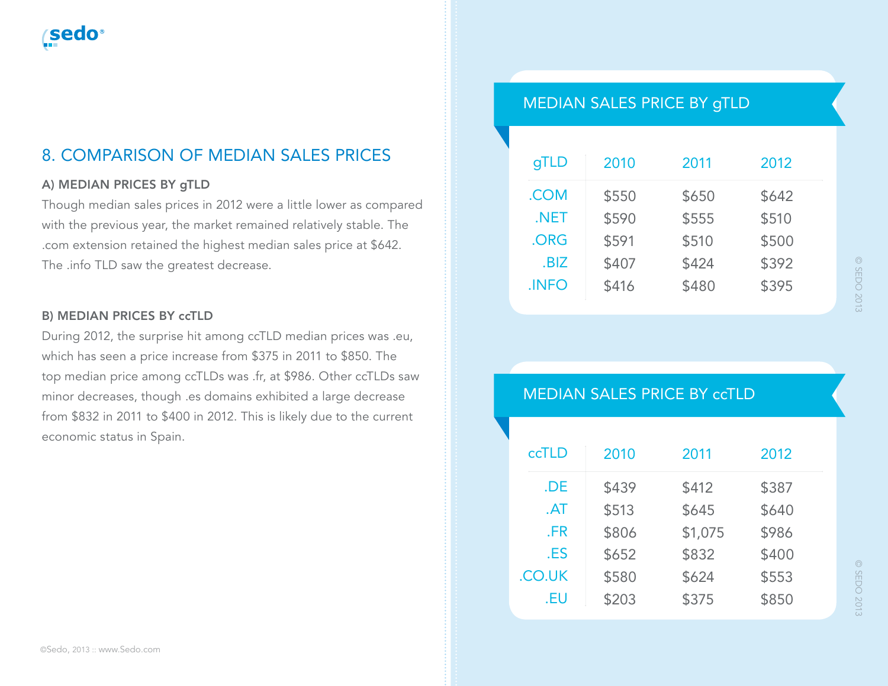## 8. COMPARISON OF MEDIAN SALES PRICES

### A) MEDIAN PRICES BY gTLD

Though median sales prices in 2012 were a little lower as compared with the previous year, the market remained relatively stable. The .com extension retained the highest median sales price at $642. The .info TLD saw the greatest decrease.

### B) MEDIAN PRICES BY ccTLD

During 2012, the surprise hit among ccTLD median prices was .eu, which has seen a price increase from $375 in 2011 to $850. The top median price among ccTLDs was .fr, at $986. Other ccTLDs saw minor decreases, though .es domains exhibited a large decrease from $832 in 2011 to $400 in 2012. This is likely due to the current economic status in Spain.

**MEDIAN SALES PRICE BY gTLD**

| gTLD | 2010 | 2011 | 2012 |
|---|---|---|---|
| .COM | $550 | $650 | $642 |
| .NET | $590 | $555 | $510 |
| .ORG | $591 | $510 | $500 |
| .BIZ | $407 | $424 | $392 |
| .INFO | $416 | $480 | $395 |

**MEDIAN SALES PRICE BY ccTLD**

| ccTLD | 2010 | 2011 | 2012 |
|---|---|---|---|
| .DE | $439 | $412 | $387 |
| .AT | $513 | $645 | $640 |
| .FR | $806 | $1,075 | $986 |
| .ES | $652 | $832 | $400 |
| .CO.UK | $580 | $624 | $553 |
| .EU | $203 | $375 | $850 |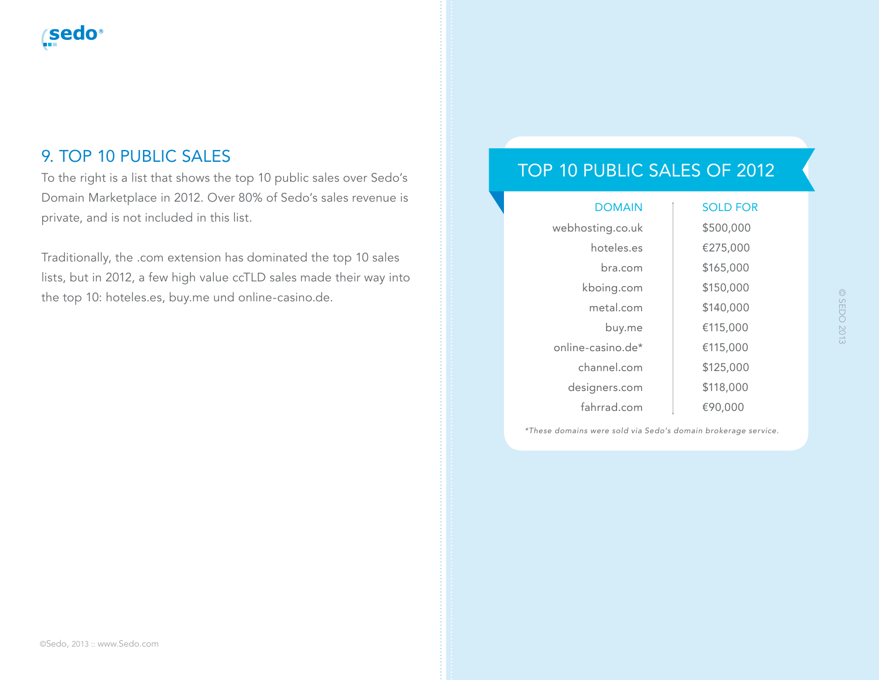## 9. TOP 10 PUBLIC SALES

To the right is a list that shows the top 10 public sales over Sedo's Domain Marketplace in 2012. Over 80% of Sedo's sales revenue is private, and is not included in this list.

Traditionally, the .com extension has dominated the top 10 sales lists, but in 2012, a few high value ccTLD sales made their way into the top 10: hoteles.es, buy.me und online-casino.de.

### TOP 10 PUBLIC SALES OF 2012

| DOMAIN | SOLD FOR |
|---|---|
| webhosting.co.uk | $500,000 |
| hoteles.es | €275,000 |
| bra.com | $165,000 |
| kboing.com | $150,000 |
| metal.com | $140,000 |
| buy.me | €115,000 |
| online-casino.de* | €115,000 |
| channel.com | $125,000 |
| designers.com | $118,000 |
| fahrrad.com | €90,000 |

*These domains were sold via Sedo's domain brokerage service.*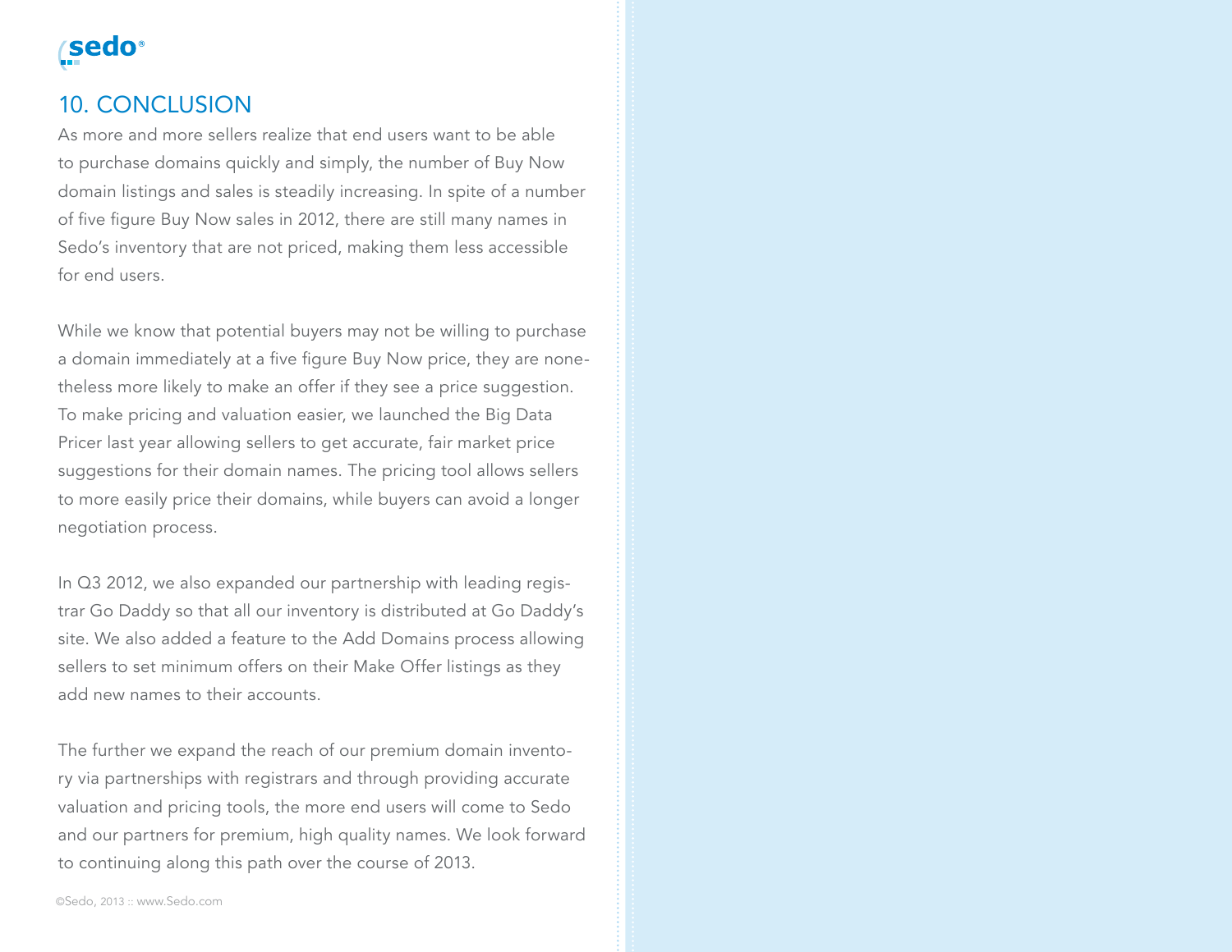## 10. CONCLUSION

As more and more sellers realize that end users want to be able to purchase domains quickly and simply, the number of Buy Now domain listings and sales is steadily increasing. In spite of a number of five figure Buy Now sales in 2012, there are still many names in Sedo's inventory that are not priced, making them less accessible for end users.

While we know that potential buyers may not be willing to purchase a domain immediately at a five figure Buy Now price, they are nonetheless more likely to make an offer if they see a price suggestion. To make pricing and valuation easier, we launched the Big Data Pricer last year allowing sellers to get accurate, fair market price suggestions for their domain names. The pricing tool allows sellers to more easily price their domains, while buyers can avoid a longer negotiation process.

In Q3 2012, we also expanded our partnership with leading registrar Go Daddy so that all our inventory is distributed at Go Daddy's site. We also added a feature to the Add Domains process allowing sellers to set minimum offers on their Make Offer listings as they add new names to their accounts.

The further we expand the reach of our premium domain inventory via partnerships with registrars and through providing accurate valuation and pricing tools, the more end users will come to Sedo and our partners for premium, high quality names. We look forward to continuing along this path over the course of 2013.